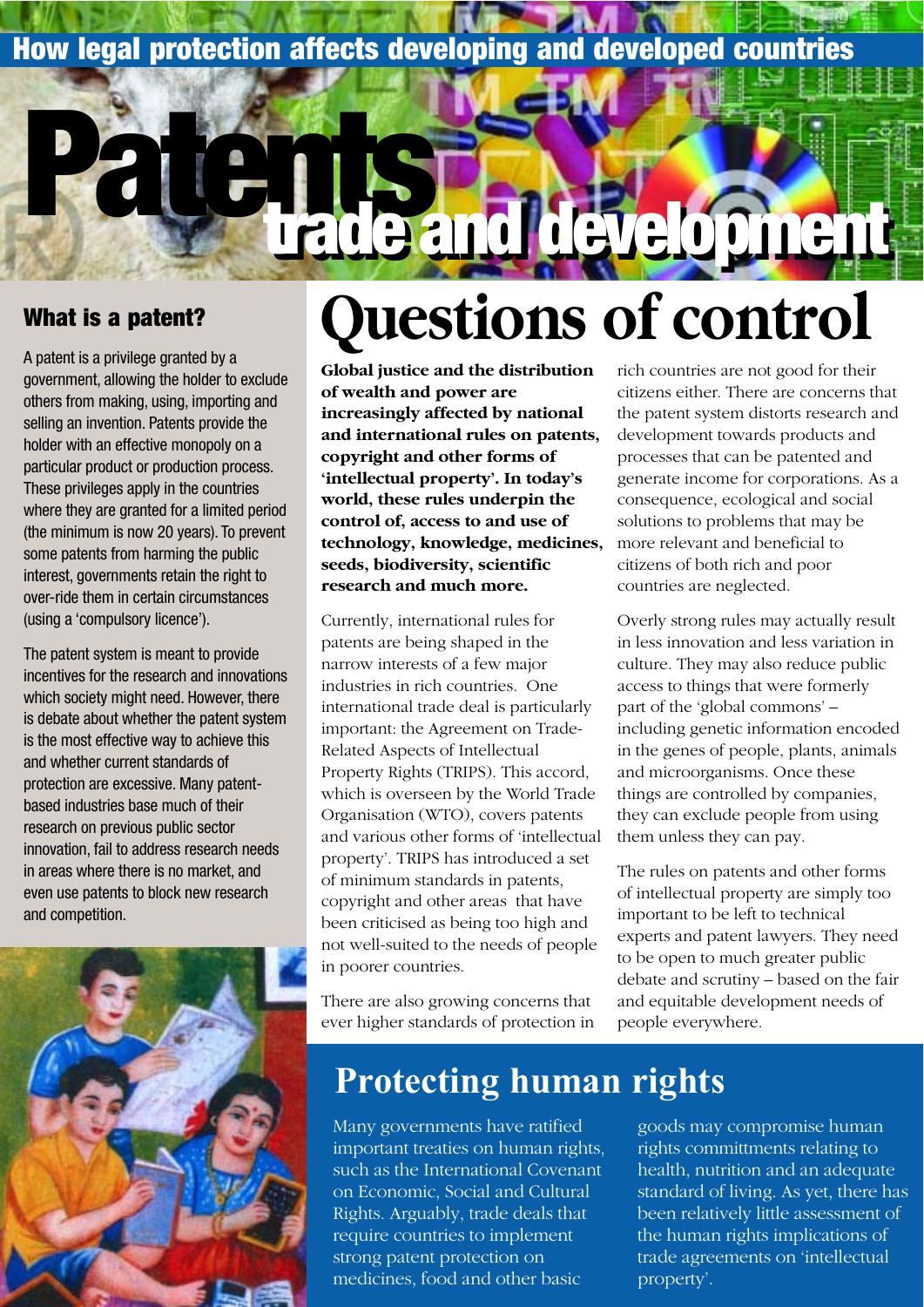# How legal protection affects developing and developed countries

# Patents trade and development

## What is a patent?

A patent is a privilege granted by a government, allowing the holder to exclude others from making, using, importing and selling an invention. Patents provide the holder with an effective monopoly on a particular product or production process. These privileges apply in the countries where they are granted for a limited period (the minimum is now 20 years). To prevent some patents from harming the public interest, governments retain the right to over-ride them in certain circumstances (using a 'compulsory licence').

The patent system is meant to provide incentives for the research and innovations which society might need. However, there is debate about whether the patent system is the most effective way to achieve this and whether current standards of protection are excessive. Many patent-based industries base much of their research on previous public sector innovation, fail to address research needs in areas where there is no market, and even use patents to block new research and competition.

# Questions of control

**Global justice and the distribution of wealth and power are increasingly affected by national and international rules on patents, copyright and other forms of 'intellectual property'. In today's world, these rules underpin the control of, access to and use of technology, knowledge, medicines, seeds, biodiversity, scientific research and much more.**

Currently, international rules for patents are being shaped in the narrow interests of a few major industries in rich countries. One international trade deal is particularly important: the Agreement on Trade-Related Aspects of Intellectual Property Rights (TRIPS). This accord, which is overseen by the World Trade Organisation (WTO), covers patents and various other forms of 'intellectual property'. TRIPS has introduced a set of minimum standards in patents, copyright and other areas that have been criticised as being too high and not well-suited to the needs of people in poorer countries.

There are also growing concerns that ever higher standards of protection in rich countries are not good for their citizens either. There are concerns that the patent system distorts research and development towards products and processes that can be patented and generate income for corporations. As a consequence, ecological and social solutions to problems that may be more relevant and beneficial to citizens of both rich and poor countries are neglected.

Overly strong rules may actually result in less innovation and less variation in culture. They may also reduce public access to things that were formerly part of the 'global commons' – including genetic information encoded in the genes of people, plants, animals and microorganisms. Once these things are controlled by companies, they can exclude people from using them unless they can pay.

The rules on patents and other forms of intellectual property are simply too important to be left to technical experts and patent lawyers. They need to be open to much greater public debate and scrutiny – based on the fair and equitable development needs of people everywhere.

## Protecting human rights

Many governments have ratified important treaties on human rights, such as the International Covenant on Economic, Social and Cultural Rights. Arguably, trade deals that require countries to implement strong patent protection on medicines, food and other basic goods may compromise human rights committments relating to health, nutrition and an adequate standard of living. As yet, there has been relatively little assessment of the human rights implications of trade agreements on 'intellectual property'.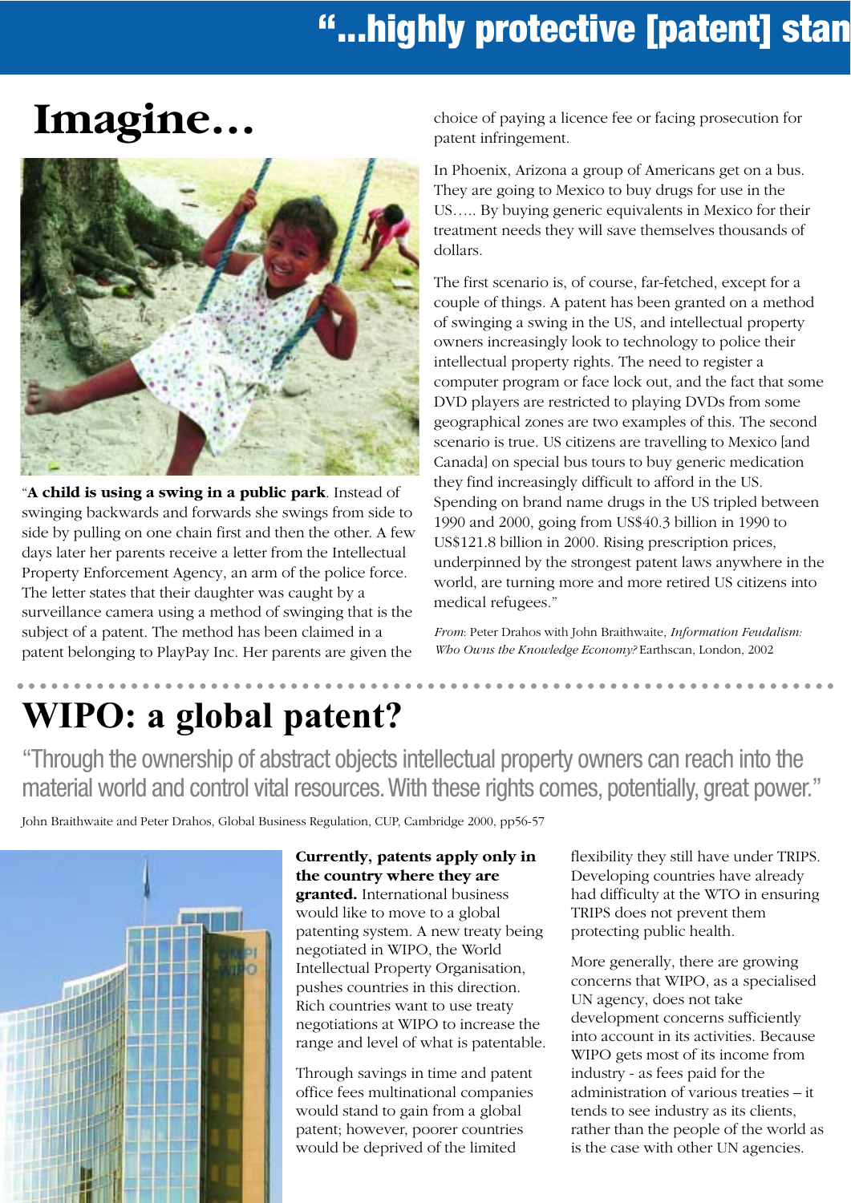# "...highly protective [patent] stan

## Imagine...

"**A child is using a swing in a public park**. Instead of swinging backwards and forwards she swings from side to side by pulling on one chain first and then the other. A few days later her parents receive a letter from the Intellectual Property Enforcement Agency, an arm of the police force. The letter states that their daughter was caught by a surveillance camera using a method of swinging that is the subject of a patent. The method has been claimed in a patent belonging to PlayPay Inc. Her parents are given the choice of paying a licence fee or facing prosecution for patent infringement.

In Phoenix, Arizona a group of Americans get on a bus. They are going to Mexico to buy drugs for use in the US….. By buying generic equivalents in Mexico for their treatment needs they will save themselves thousands of dollars.

The first scenario is, of course, far-fetched, except for a couple of things. A patent has been granted on a method of swinging a swing in the US, and intellectual property owners increasingly look to technology to police their intellectual property rights. The need to register a computer program or face lock out, and the fact that some DVD players are restricted to playing DVDs from some geographical zones are two examples of this. The second scenario is true. US citizens are travelling to Mexico [and Canada] on special bus tours to buy generic medication they find increasingly difficult to afford in the US. Spending on brand name drugs in the US tripled between 1990 and 2000, going from US$40.3 billion in 1990 to US$121.8 billion in 2000. Rising prescription prices, underpinned by the strongest patent laws anywhere in the world, are turning more and more retired US citizens into medical refugees."

*From*: Peter Drahos with John Braithwaite, *Information Feudalism: Who Owns the Knowledge Economy?* Earthscan, London, 2002

## WIPO: a global patent?

"Through the ownership of abstract objects intellectual property owners can reach into the material world and control vital resources. With these rights comes, potentially, great power."

John Braithwaite and Peter Drahos, Global Business Regulation, CUP, Cambridge 2000, pp56-57

**Currently, patents apply only in the country where they are granted.** International business would like to move to a global patenting system. A new treaty being negotiated in WIPO, the World Intellectual Property Organisation, pushes countries in this direction. Rich countries want to use treaty negotiations at WIPO to increase the range and level of what is patentable.

Through savings in time and patent office fees multinational companies would stand to gain from a global patent; however, poorer countries would be deprived of the limited flexibility they still have under TRIPS. Developing countries have already had difficulty at the WTO in ensuring TRIPS does not prevent them protecting public health.

More generally, there are growing concerns that WIPO, as a specialised UN agency, does not take development concerns sufficiently into account in its activities. Because WIPO gets most of its income from industry - as fees paid for the administration of various treaties – it tends to see industry as its clients, rather than the people of the world as is the case with other UN agencies.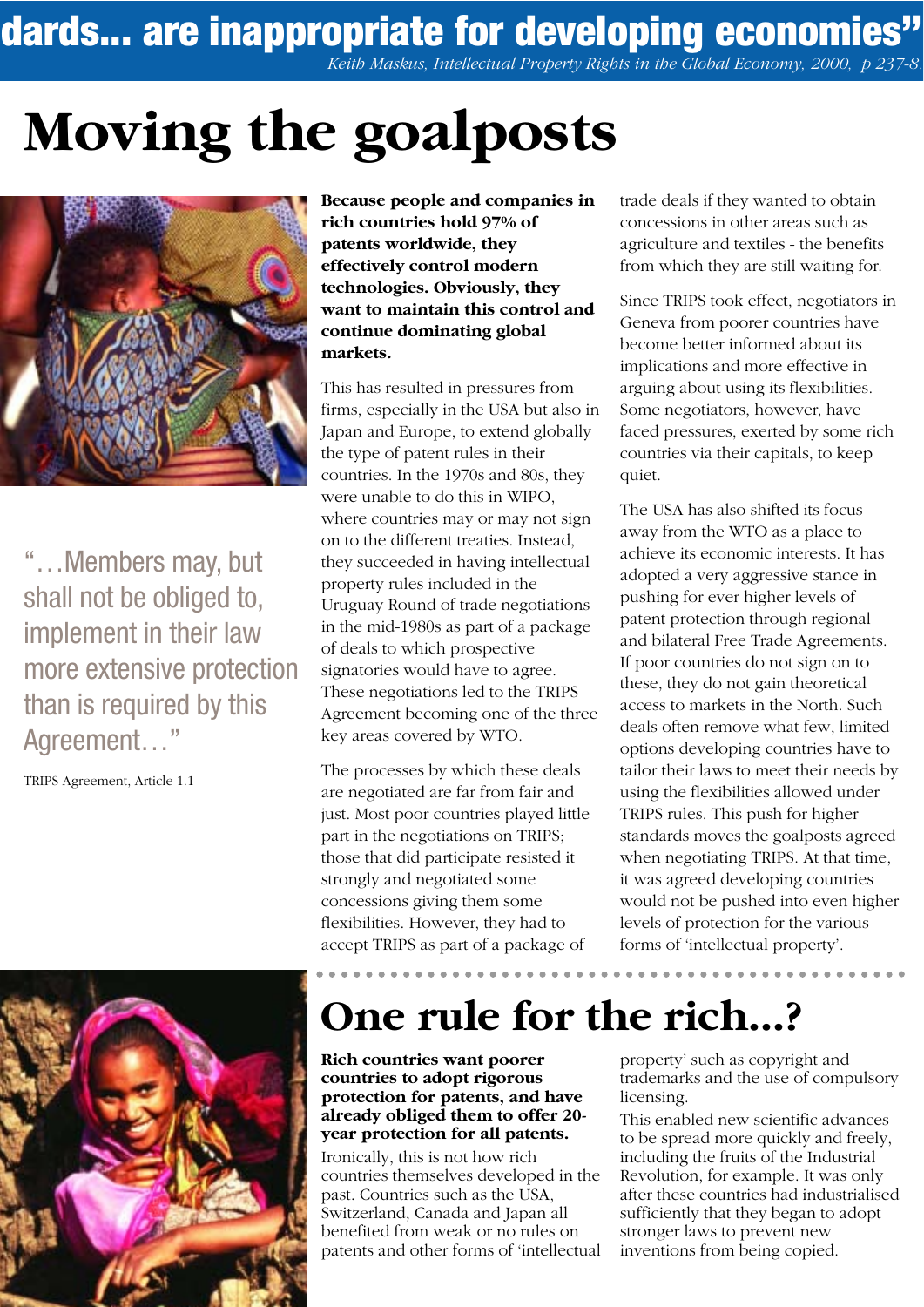dards... are inappropriate for developing economies"

*Keith Maskus, Intellectual Property Rights in the Global Economy, 2000, p 237-8.*

# Moving the goalposts

"…Members may, but shall not be obliged to, implement in their law more extensive protection than is required by this Agreement…"

TRIPS Agreement, Article 1.1

**Because people and companies in rich countries hold 97% of patents worldwide, they effectively control modern technologies. Obviously, they want to maintain this control and continue dominating global markets.**

This has resulted in pressures from firms, especially in the USA but also in Japan and Europe, to extend globally the type of patent rules in their countries. In the 1970s and 80s, they were unable to do this in WIPO, where countries may or may not sign on to the different treaties. Instead, they succeeded in having intellectual property rules included in the Uruguay Round of trade negotiations in the mid-1980s as part of a package of deals to which prospective signatories would have to agree. These negotiations led to the TRIPS Agreement becoming one of the three key areas covered by WTO.

The processes by which these deals are negotiated are far from fair and just. Most poor countries played little part in the negotiations on TRIPS; those that did participate resisted it strongly and negotiated some concessions giving them some flexibilities. However, they had to accept TRIPS as part of a package of trade deals if they wanted to obtain concessions in other areas such as agriculture and textiles - the benefits from which they are still waiting for.

Since TRIPS took effect, negotiators in Geneva from poorer countries have become better informed about its implications and more effective in arguing about using its flexibilities. Some negotiators, however, have faced pressures, exerted by some rich countries via their capitals, to keep quiet.

The USA has also shifted its focus away from the WTO as a place to achieve its economic interests. It has adopted a very aggressive stance in pushing for ever higher levels of patent protection through regional and bilateral Free Trade Agreements. If poor countries do not sign on to these, they do not gain theoretical access to markets in the North. Such deals often remove what few, limited options developing countries have to tailor their laws to meet their needs by using the flexibilities allowed under TRIPS rules. This push for higher standards moves the goalposts agreed when negotiating TRIPS. At that time, it was agreed developing countries would not be pushed into even higher levels of protection for the various forms of 'intellectual property'.

# One rule for the rich...?

**Rich countries want poorer countries to adopt rigorous protection for patents, and have already obliged them to offer 20-year protection for all patents.**

Ironically, this is not how rich countries themselves developed in the past. Countries such as the USA, Switzerland, Canada and Japan all benefited from weak or no rules on patents and other forms of 'intellectual property' such as copyright and trademarks and the use of compulsory licensing.

This enabled new scientific advances to be spread more quickly and freely, including the fruits of the Industrial Revolution, for example. It was only after these countries had industrialised sufficiently that they began to adopt stronger laws to prevent new inventions from being copied.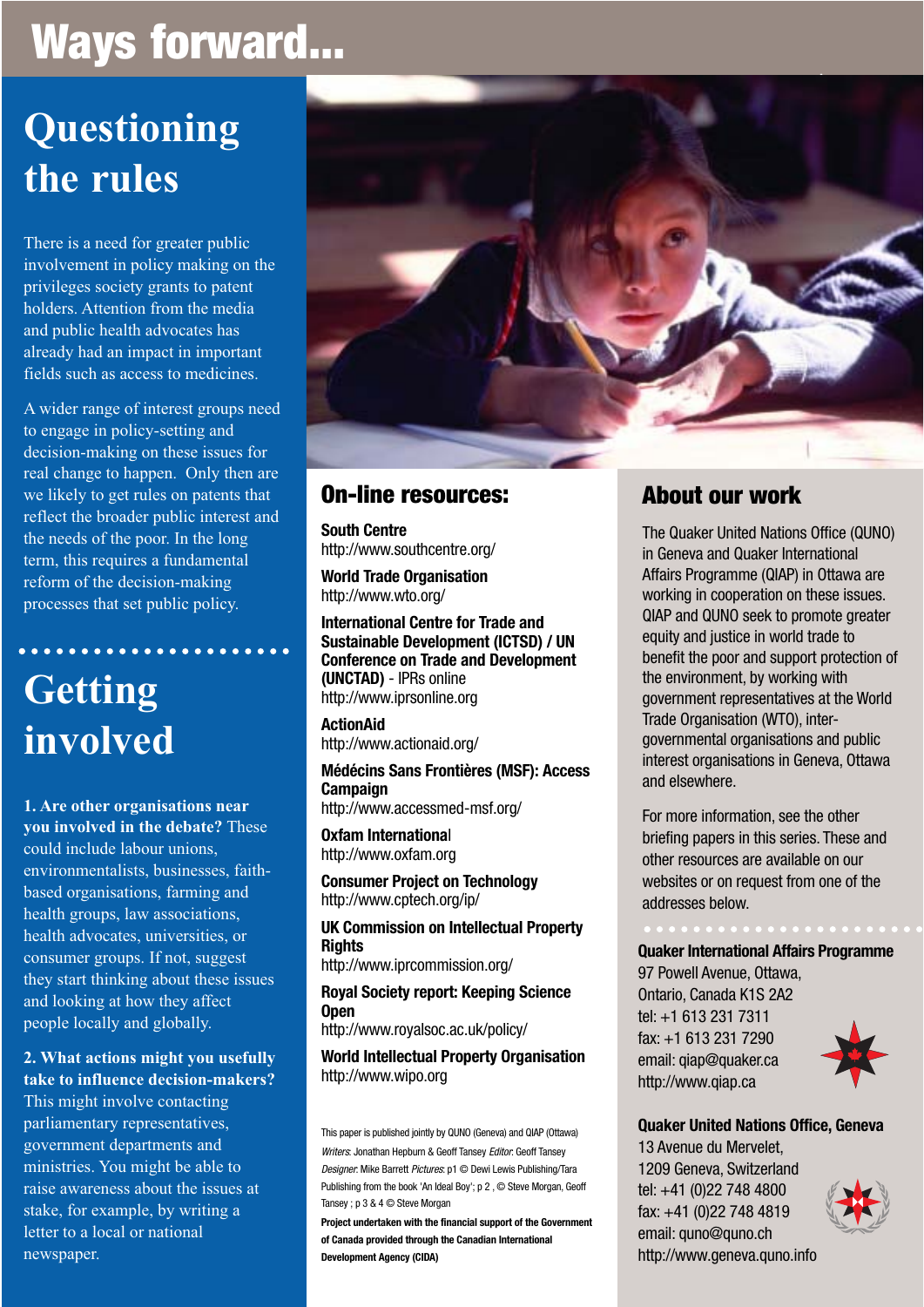# Ways forward...

## Questioning the rules

There is a need for greater public involvement in policy making on the privileges society grants to patent holders. Attention from the media and public health advocates has already had an impact in important fields such as access to medicines.

A wider range of interest groups need to engage in policy-setting and decision-making on these issues for real change to happen. Only then are we likely to get rules on patents that reflect the broader public interest and the needs of the poor. In the long term, this requires a fundamental reform of the decision-making processes that set public policy.

## Getting involved

**1. Are other organisations near you involved in the debate?** These could include labour unions, environmentalists, businesses, faith-based organisations, farming and health groups, law associations, health advocates, universities, or consumer groups. If not, suggest they start thinking about these issues and looking at how they affect people locally and globally.

**2. What actions might you usefully take to influence decision-makers?** This might involve contacting parliamentary representatives, government departments and ministries. You might be able to raise awareness about the issues at stake, for example, by writing a letter to a local or national newspaper.

## On-line resources:

**South Centre**
http://www.southcentre.org/

**World Trade Organisation**
http://www.wto.org/

**International Centre for Trade and Sustainable Development (ICTSD) / UN Conference on Trade and Development (UNCTAD)** - IPRs online
http://www.iprsonline.org

**ActionAid**
http://www.actionaid.org/

**Médécins Sans Frontières (MSF): Access Campaign**
http://www.accessmed-msf.org/

**Oxfam International**
http://www.oxfam.org

**Consumer Project on Technology**
http://www.cptech.org/ip/

**UK Commission on Intellectual Property Rights**
http://www.iprcommission.org/

**Royal Society report: Keeping Science Open**
http://www.royalsoc.ac.uk/policy/

**World Intellectual Property Organisation**
http://www.wipo.org

This paper is published jointly by QUNO (Geneva) and QIAP (Ottawa)
*Writers*: Jonathan Hepburn & Geoff Tansey *Editor*: Geoff Tansey
*Designer*: Mike Barrett *Pictures*: p1 © Dewi Lewis Publishing/Tara Publishing from the book 'An Ideal Boy'; p 2 , © Steve Morgan, Geoff Tansey ; p 3 & 4 © Steve Morgan

**Project undertaken with the financial support of the Government of Canada provided through the Canadian International Development Agency (CIDA)**

## About our work

The Quaker United Nations Office (QUNO) in Geneva and Quaker International Affairs Programme (QIAP) in Ottawa are working in cooperation on these issues. QIAP and QUNO seek to promote greater equity and justice in world trade to benefit the poor and support protection of the environment, by working with government representatives at the World Trade Organisation (WTO), inter-governmental organisations and public interest organisations in Geneva, Ottawa and elsewhere.

For more information, see the other briefing papers in this series. These and other resources are available on our websites or on request from one of the addresses below.

**Quaker International Affairs Programme**
97 Powell Avenue, Ottawa,
Ontario, Canada K1S 2A2
tel: +1 613 231 7311
fax: +1 613 231 7290
email: qiap@quaker.ca
http://www.qiap.ca

**Quaker United Nations Office, Geneva**
13 Avenue du Mervelet,
1209 Geneva, Switzerland
tel: +41 (0)22 748 4800
fax: +41 (0)22 748 4819
email: quno@quno.ch
http://www.geneva.quno.info